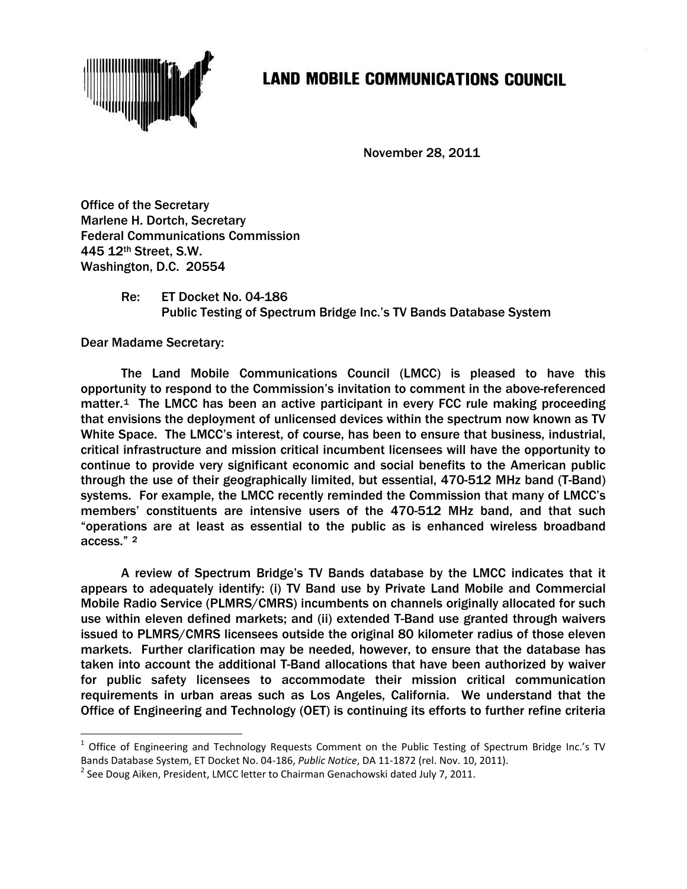# LAND MOBILE COMMUNICATIONS COUNCIL

November 28, 2011

Office of the Secretary
Marlene H. Dortch, Secretary
Federal Communications Commission
445 12th Street, S.W.
Washington, D.C. 20554

Re: ET Docket No. 04-186
Public Testing of Spectrum Bridge Inc.'s TV Bands Database System

Dear Madame Secretary:

The Land Mobile Communications Council (LMCC) is pleased to have this opportunity to respond to the Commission's invitation to comment in the above-referenced matter.[1] The LMCC has been an active participant in every FCC rule making proceeding that envisions the deployment of unlicensed devices within the spectrum now known as TV White Space. The LMCC's interest, of course, has been to ensure that business, industrial, critical infrastructure and mission critical incumbent licensees will have the opportunity to continue to provide very significant economic and social benefits to the American public through the use of their geographically limited, but essential, 470-512 MHz band (T-Band) systems. For example, the LMCC recently reminded the Commission that many of LMCC's members' constituents are intensive users of the 470-512 MHz band, and that such "operations are at least as essential to the public as is enhanced wireless broadband access." [2]

A review of Spectrum Bridge's TV Bands database by the LMCC indicates that it appears to adequately identify: (i) TV Band use by Private Land Mobile and Commercial Mobile Radio Service (PLMRS/CMRS) incumbents on channels originally allocated for such use within eleven defined markets; and (ii) extended T-Band use granted through waivers issued to PLMRS/CMRS licensees outside the original 80 kilometer radius of those eleven markets. Further clarification may be needed, however, to ensure that the database has taken into account the additional T-Band allocations that have been authorized by waiver for public safety licensees to accommodate their mission critical communication requirements in urban areas such as Los Angeles, California. We understand that the Office of Engineering and Technology (OET) is continuing its efforts to further refine criteria

---

[1] Office of Engineering and Technology Requests Comment on the Public Testing of Spectrum Bridge Inc.'s TV Bands Database System, ET Docket No. 04-186, *Public Notice*, DA 11-1872 (rel. Nov. 10, 2011).

[2] See Doug Aiken, President, LMCC letter to Chairman Genachowski dated July 7, 2011.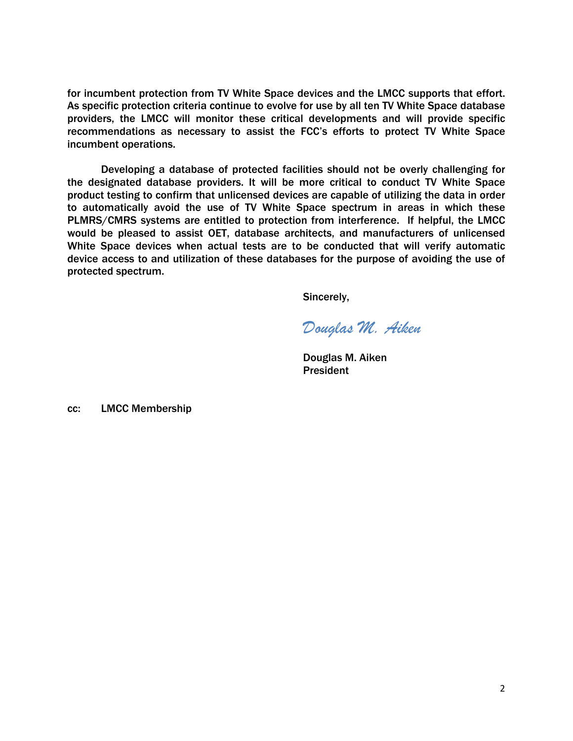for incumbent protection from TV White Space devices and the LMCC supports that effort. As specific protection criteria continue to evolve for use by all ten TV White Space database providers, the LMCC will monitor these critical developments and will provide specific recommendations as necessary to assist the FCC's efforts to protect TV White Space incumbent operations.

Developing a database of protected facilities should not be overly challenging for the designated database providers. It will be more critical to conduct TV White Space product testing to confirm that unlicensed devices are capable of utilizing the data in order to automatically avoid the use of TV White Space spectrum in areas in which these PLMRS/CMRS systems are entitled to protection from interference. If helpful, the LMCC would be pleased to assist OET, database architects, and manufacturers of unlicensed White Space devices when actual tests are to be conducted that will verify automatic device access to and utilization of these databases for the purpose of avoiding the use of protected spectrum.

Sincerely,

*Douglas M. Aiken*

Douglas M. Aiken
President

cc: LMCC Membership